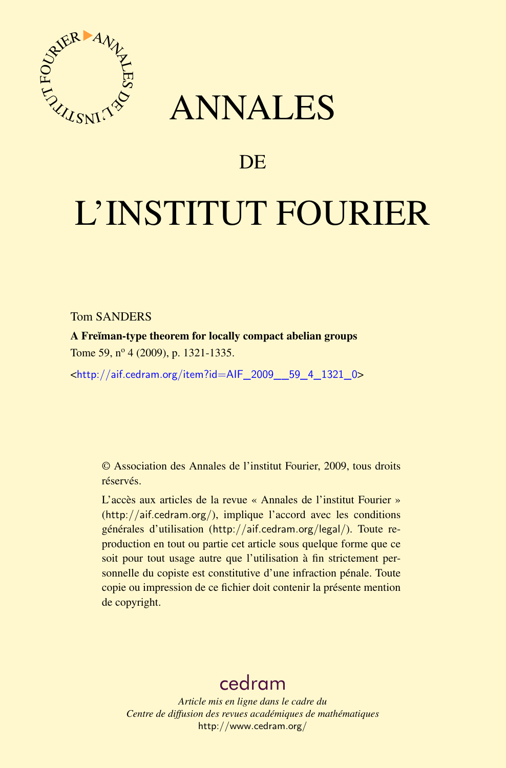# ANNALES

## DE

# L'INSTITUT FOURIER

Tom SANDERS

**A Freĭman-type theorem for locally compact abelian groups**

Tome 59, nº 4 (2009), p. 1321-1335.

<http://aif.cedram.org/item?id=AIF_2009__59_4_1321_0>

© Association des Annales de l'institut Fourier, 2009, tous droits réservés.

L'accès aux articles de la revue « Annales de l'institut Fourier » (http://aif.cedram.org/), implique l'accord avec les conditions générales d'utilisation (http://aif.cedram.org/legal/). Toute reproduction en tout ou partie cet article sous quelque forme que ce soit pour tout usage autre que l'utilisation à fin strictement personnelle du copiste est constitutive d'une infraction pénale. Toute copie ou impression de ce fichier doit contenir la présente mention de copyright.

cedram

*Article mis en ligne dans le cadre du*
*Centre de diffusion des revues académiques de mathématiques*
http://www.cedram.org/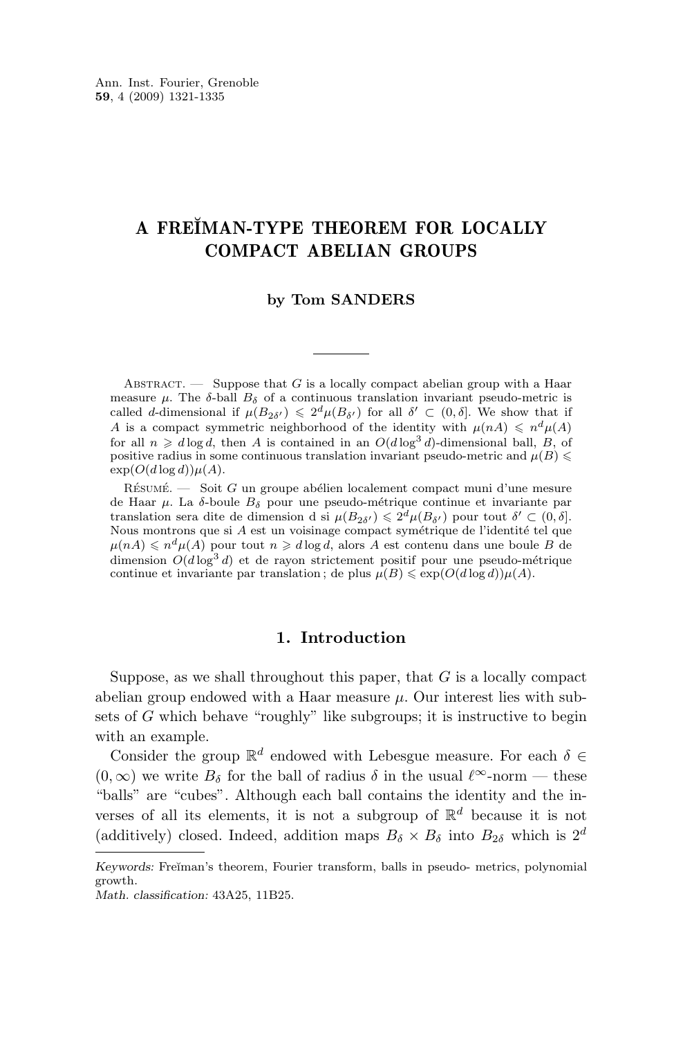# A FREĬMAN-TYPE THEOREM FOR LOCALLY COMPACT ABELIAN GROUPS

**by Tom SANDERS**

Abstract. — Suppose that $G$ is a locally compact abelian group with a Haar measure $\mu$. The $\delta$-ball $B_\delta$ of a continuous translation invariant pseudo-metric is called $d$-dimensional if $\mu(B_{2\delta'}) \leqslant 2^d \mu(B_{\delta'})$ for all $\delta' \subset (0, \delta]$. We show that if $A$ is a compact symmetric neighborhood of the identity with $\mu(nA) \leqslant n^d \mu(A)$ for all $n \geqslant d \log d$, then $A$ is contained in an $O(d \log^3 d)$-dimensional ball, $B$, of positive radius in some continuous translation invariant pseudo-metric and $\mu(B) \leqslant \exp(O(d \log d))\mu(A)$.

Résumé. — Soit $G$ un groupe abélien localement compact muni d'une mesure de Haar $\mu$. La $\delta$-boule $B_\delta$ pour une pseudo-métrique continue et invariante par translation sera dite de dimension d si $\mu(B_{2\delta'}) \leqslant 2^d \mu(B_{\delta'})$ pour tout $\delta' \subset (0, \delta]$. Nous montrons que si $A$ est un voisinage compact symétrique de l'identité tel que $\mu(nA) \leqslant n^d \mu(A)$ pour tout $n \geqslant d \log d$, alors $A$ est contenu dans une boule $B$ de dimension $O(d \log^3 d)$ et de rayon strictement positif pour une pseudo-métrique continue et invariante par translation ; de plus $\mu(B) \leqslant \exp(O(d \log d))\mu(A)$.

## 1. Introduction

Suppose, as we shall throughout this paper, that $G$ is a locally compact abelian group endowed with a Haar measure $\mu$. Our interest lies with subsets of $G$ which behave "roughly" like subgroups; it is instructive to begin with an example.

Consider the group $\mathbb{R}^d$ endowed with Lebesgue measure. For each $\delta \in (0, \infty)$ we write $B_\delta$ for the ball of radius $\delta$ in the usual $\ell^\infty$-norm — these "balls" are "cubes". Although each ball contains the identity and the inverses of all its elements, it is not a subgroup of $\mathbb{R}^d$ because it is not (additively) closed. Indeed, addition maps $B_\delta \times B_\delta$ into $B_{2\delta}$ which is $2^d$

*Keywords:* Freĭman's theorem, Fourier transform, balls in pseudo- metrics, polynomial growth.
*Math. classification:* 43A25, 11B25.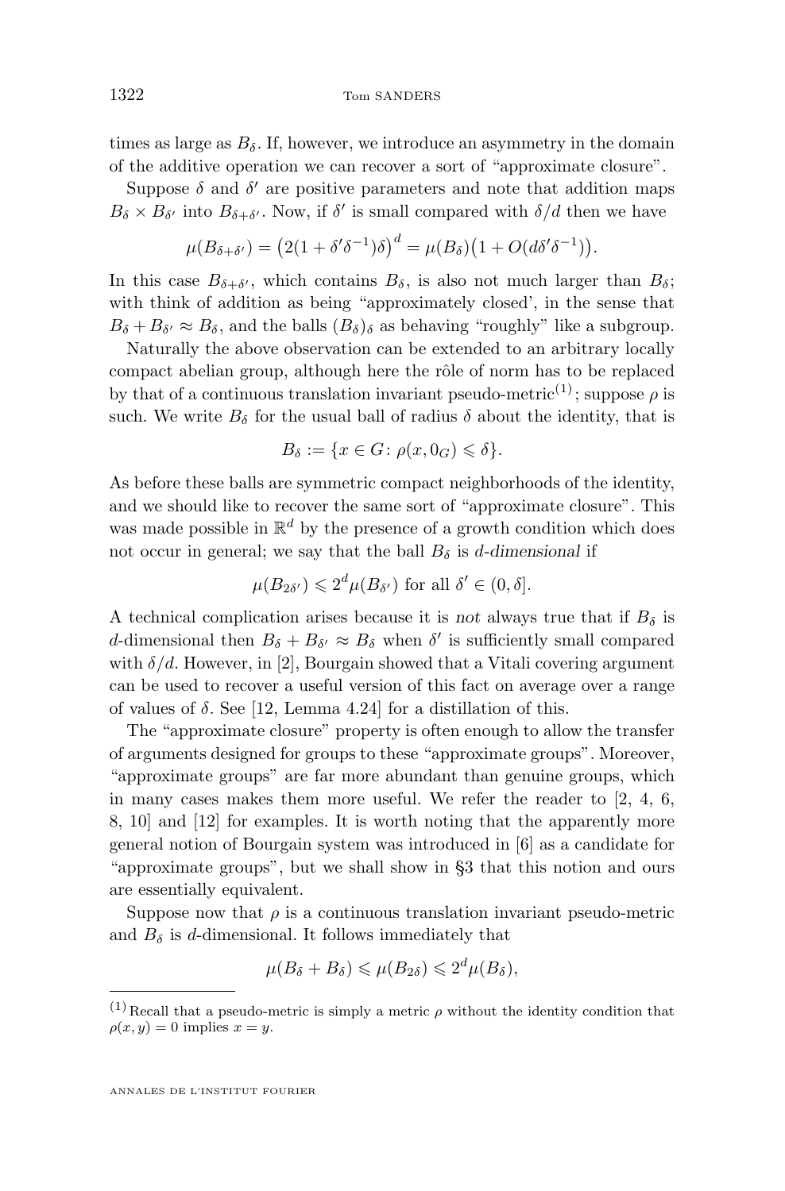times as large as $B_\delta$. If, however, we introduce an asymmetry in the domain of the additive operation we can recover a sort of "approximate closure".

Suppose $\delta$ and $\delta'$ are positive parameters and note that addition maps $B_\delta \times B_{\delta'}$ into $B_{\delta+\delta'}$. Now, if $\delta'$ is small compared with $\delta/d$ then we have

$$\mu(B_{\delta+\delta'}) = \left(2(1+\delta'\delta^{-1})\delta\right)^d = \mu(B_\delta)\left(1+O(d\delta'\delta^{-1})\right).$$

In this case $B_{\delta+\delta'}$, which contains $B_\delta$, is also not much larger than $B_\delta$; with think of addition as being "approximately closed', in the sense that $B_\delta + B_{\delta'} \approx B_\delta$, and the balls $(B_\delta)_\delta$ as behaving "roughly" like a subgroup.

Naturally the above observation can be extended to an arbitrary locally compact abelian group, although here the rôle of norm has to be replaced by that of a continuous translation invariant pseudo-metric[(1)]; suppose $\rho$ is such. We write $B_\delta$ for the usual ball of radius $\delta$ about the identity, that is

$$B_\delta := \{x \in G \colon \rho(x, 0_G) \leqslant \delta\}.$$

As before these balls are symmetric compact neighborhoods of the identity, and we should like to recover the same sort of "approximate closure". This was made possible in $\mathbb{R}^d$ by the presence of a growth condition which does not occur in general; we say that the ball $B_\delta$ is *d-dimensional* if

$$\mu(B_{2\delta'}) \leqslant 2^d \mu(B_{\delta'}) \text{ for all } \delta' \in (0, \delta].$$

A technical complication arises because it is *not* always true that if $B_\delta$ is $d$-dimensional then $B_\delta + B_{\delta'} \approx B_\delta$ when $\delta'$ is sufficiently small compared with $\delta/d$. However, in [2], Bourgain showed that a Vitali covering argument can be used to recover a useful version of this fact on average over a range of values of $\delta$. See [12, Lemma 4.24] for a distillation of this.

The "approximate closure" property is often enough to allow the transfer of arguments designed for groups to these "approximate groups". Moreover, "approximate groups" are far more abundant than genuine groups, which in many cases makes them more useful. We refer the reader to [2, 4, 6, 8, 10] and [12] for examples. It is worth noting that the apparently more general notion of Bourgain system was introduced in [6] as a candidate for "approximate groups", but we shall show in §3 that this notion and ours are essentially equivalent.

Suppose now that $\rho$ is a continuous translation invariant pseudo-metric and $B_\delta$ is $d$-dimensional. It follows immediately that

$$\mu(B_\delta + B_\delta) \leqslant \mu(B_{2\delta}) \leqslant 2^d \mu(B_\delta),$$

---

(1) Recall that a pseudo-metric is simply a metric $\rho$ without the identity condition that $\rho(x, y) = 0$ implies $x = y$.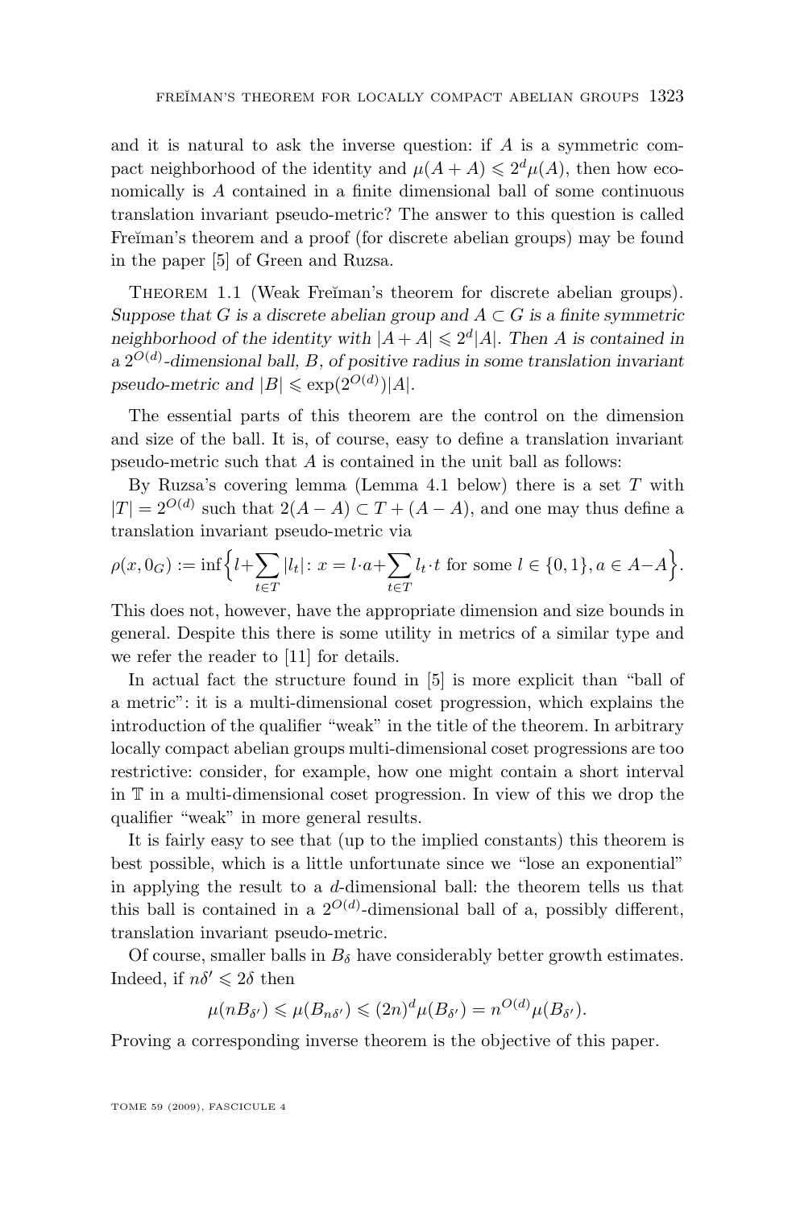and it is natural to ask the inverse question: if $A$ is a symmetric compact neighborhood of the identity and $\mu(A+A) \leqslant 2^d \mu(A)$, then how economically is $A$ contained in a finite dimensional ball of some continuous translation invariant pseudo-metric? The answer to this question is called Freĭman's theorem and a proof (for discrete abelian groups) may be found in the paper [5] of Green and Ruzsa.

Theorem 1.1 (Weak Freĭman's theorem for discrete abelian groups). *Suppose that $G$ is a discrete abelian group and $A \subset G$ is a finite symmetric neighborhood of the identity with $|A+A| \leqslant 2^d|A|$. Then $A$ is contained in a $2^{O(d)}$-dimensional ball, $B$, of positive radius in some translation invariant pseudo-metric and $|B| \leqslant \exp(2^{O(d)})|A|$.*

The essential parts of this theorem are the control on the dimension and size of the ball. It is, of course, easy to define a translation invariant pseudo-metric such that $A$ is contained in the unit ball as follows:

By Ruzsa's covering lemma (Lemma 4.1 below) there is a set $T$ with $|T| = 2^{O(d)}$ such that $2(A-A) \subset T + (A-A)$, and one may thus define a translation invariant pseudo-metric via

$$\rho(x, 0_G) := \inf\Big\{ l + \sum_{t \in T} |l_t| \colon x = l \cdot a + \sum_{t \in T} l_t \cdot t \text{ for some } l \in \{0,1\}, a \in A - A \Big\}.$$

This does not, however, have the appropriate dimension and size bounds in general. Despite this there is some utility in metrics of a similar type and we refer the reader to [11] for details.

In actual fact the structure found in [5] is more explicit than "ball of a metric": it is a multi-dimensional coset progression, which explains the introduction of the qualifier "weak" in the title of the theorem. In arbitrary locally compact abelian groups multi-dimensional coset progressions are too restrictive: consider, for example, how one might contain a short interval in $\mathbb{T}$ in a multi-dimensional coset progression. In view of this we drop the qualifier "weak" in more general results.

It is fairly easy to see that (up to the implied constants) this theorem is best possible, which is a little unfortunate since we "lose an exponential" in applying the result to a $d$-dimensional ball: the theorem tells us that this ball is contained in a $2^{O(d)}$-dimensional ball of a, possibly different, translation invariant pseudo-metric.

Of course, smaller balls in $B_\delta$ have considerably better growth estimates. Indeed, if $n\delta' \leqslant 2\delta$ then

$$\mu(nB_{\delta'}) \leqslant \mu(B_{n\delta'}) \leqslant (2n)^d \mu(B_{\delta'}) = n^{O(d)} \mu(B_{\delta'}).$$

Proving a corresponding inverse theorem is the objective of this paper.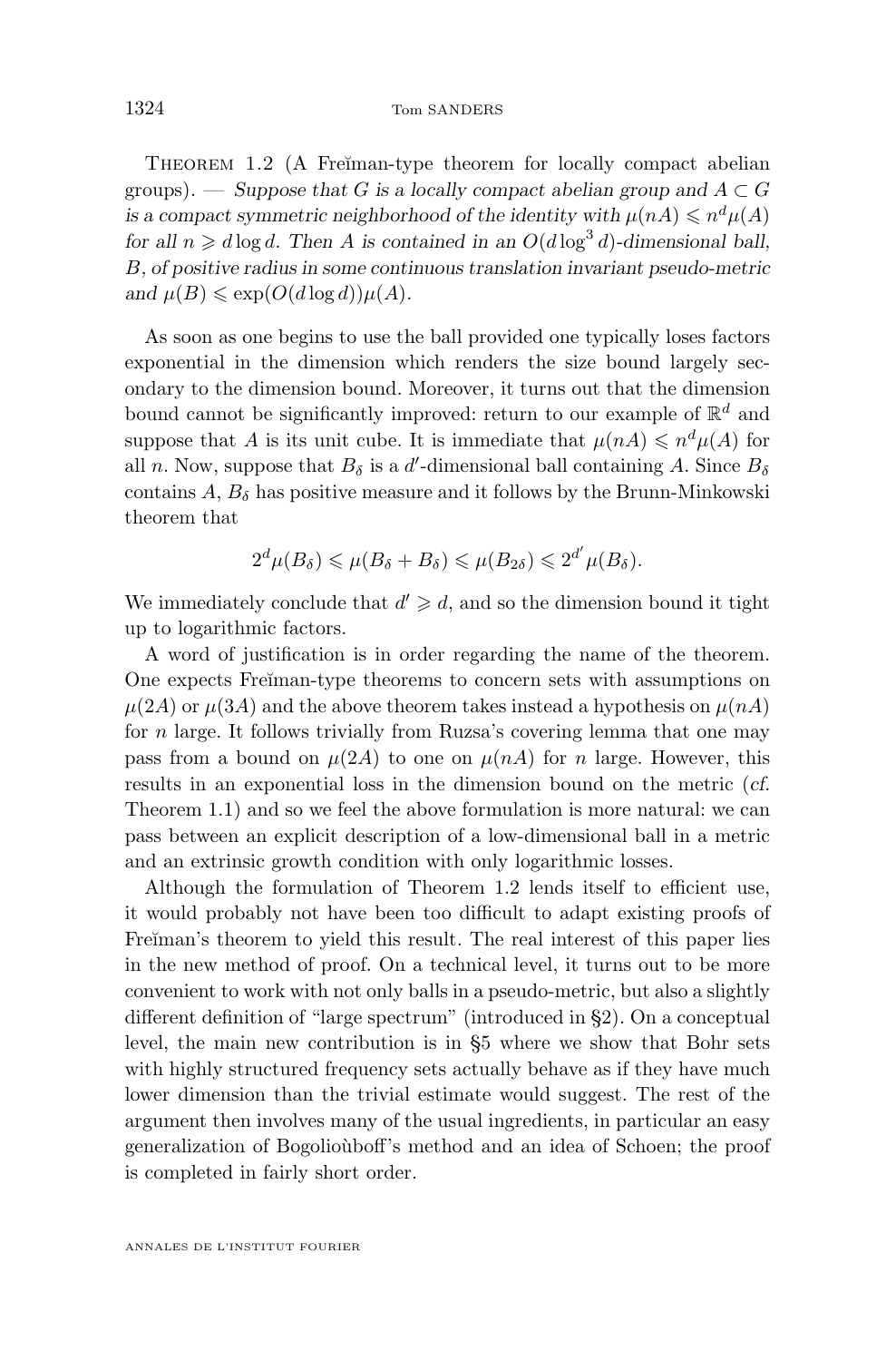Theorem 1.2 (A Freĭman-type theorem for locally compact abelian groups). — *Suppose that $G$ is a locally compact abelian group and $A \subset G$ is a compact symmetric neighborhood of the identity with $\mu(nA) \leqslant n^d\mu(A)$ for all $n \geqslant d\log d$. Then $A$ is contained in an $O(d\log^3 d)$-dimensional ball, $B$, of positive radius in some continuous translation invariant pseudo-metric and $\mu(B) \leqslant \exp(O(d\log d))\mu(A)$.*

As soon as one begins to use the ball provided one typically loses factors exponential in the dimension which renders the size bound largely secondary to the dimension bound. Moreover, it turns out that the dimension bound cannot be significantly improved: return to our example of $\mathbb{R}^d$ and suppose that $A$ is its unit cube. It is immediate that $\mu(nA) \leqslant n^d\mu(A)$ for all $n$. Now, suppose that $B_\delta$ is a $d'$-dimensional ball containing $A$. Since $B_\delta$ contains $A$, $B_\delta$ has positive measure and it follows by the Brunn-Minkowski theorem that

$$2^d\mu(B_\delta) \leqslant \mu(B_\delta + B_\delta) \leqslant \mu(B_{2\delta}) \leqslant 2^{d'}\mu(B_\delta).$$

We immediately conclude that $d' \geqslant d$, and so the dimension bound it tight up to logarithmic factors.

A word of justification is in order regarding the name of the theorem. One expects Freĭman-type theorems to concern sets with assumptions on $\mu(2A)$ or $\mu(3A)$ and the above theorem takes instead a hypothesis on $\mu(nA)$ for $n$ large. It follows trivially from Ruzsa's covering lemma that one may pass from a bound on $\mu(2A)$ to one on $\mu(nA)$ for $n$ large. However, this results in an exponential loss in the dimension bound on the metric (*cf.* Theorem 1.1) and so we feel the above formulation is more natural: we can pass between an explicit description of a low-dimensional ball in a metric and an extrinsic growth condition with only logarithmic losses.

Although the formulation of Theorem 1.2 lends itself to efficient use, it would probably not have been too difficult to adapt existing proofs of Freĭman's theorem to yield this result. The real interest of this paper lies in the new method of proof. On a technical level, it turns out to be more convenient to work with not only balls in a pseudo-metric, but also a slightly different definition of "large spectrum" (introduced in §2). On a conceptual level, the main new contribution is in §5 where we show that Bohr sets with highly structured frequency sets actually behave as if they have much lower dimension than the trivial estimate would suggest. The rest of the argument then involves many of the usual ingredients, in particular an easy generalization of Bogolioùboff's method and an idea of Schoen; the proof is completed in fairly short order.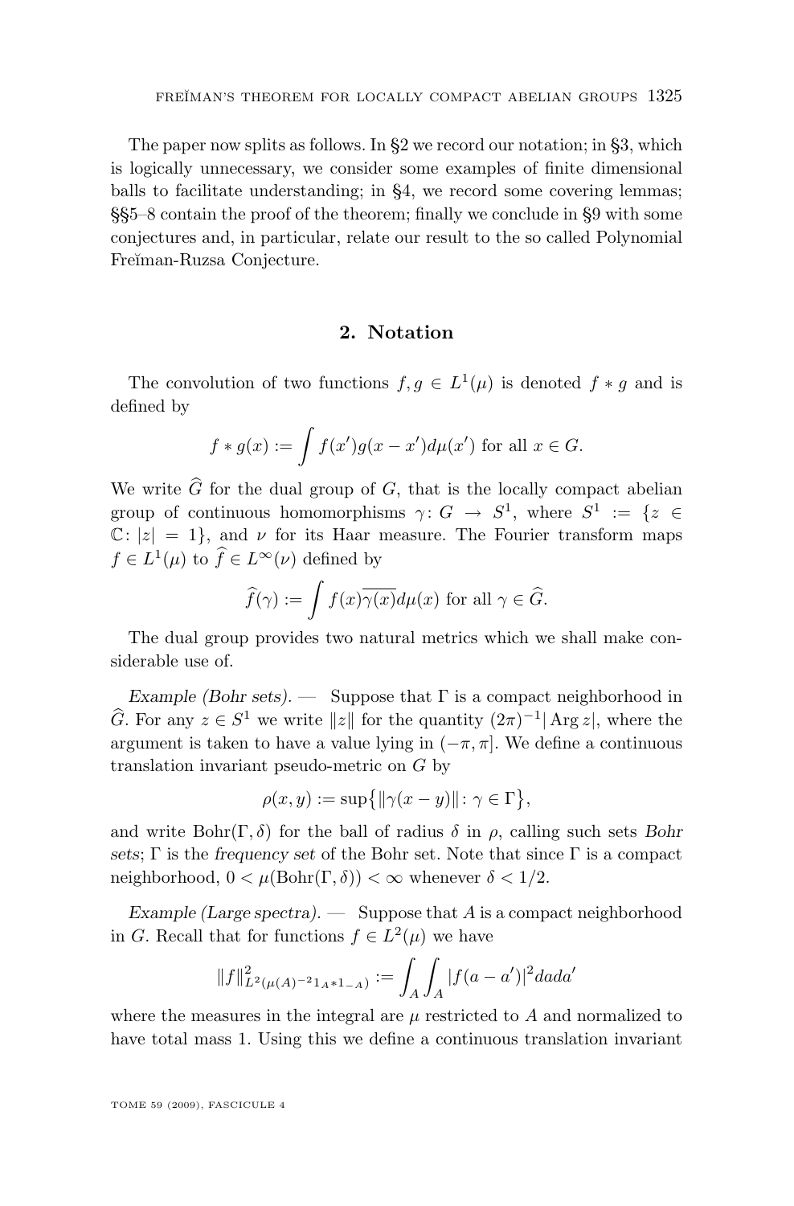The paper now splits as follows. In §2 we record our notation; in §3, which is logically unnecessary, we consider some examples of finite dimensional balls to facilitate understanding; in §4, we record some covering lemmas; §§5–8 contain the proof of the theorem; finally we conclude in §9 with some conjectures and, in particular, relate our result to the so called Polynomial Freĭman-Ruzsa Conjecture.

## 2. Notation

The convolution of two functions $f, g \in L^1(\mu)$ is denoted $f * g$ and is defined by

$$f * g(x) := \int f(x')g(x - x')d\mu(x') \text{ for all } x \in G.$$

We write $\widehat{G}$ for the dual group of $G$, that is the locally compact abelian group of continuous homomorphisms $\gamma\colon G \to S^1$, where $S^1 := \{z \in \mathbb{C}\colon |z| = 1\}$, and $\nu$ for its Haar measure. The Fourier transform maps $f \in L^1(\mu)$ to $\widehat{f} \in L^\infty(\nu)$ defined by

$$\widehat{f}(\gamma) := \int f(x)\overline{\gamma(x)}d\mu(x) \text{ for all } \gamma \in \widehat{G}.$$

The dual group provides two natural metrics which we shall make considerable use of.

*Example (Bohr sets).* — Suppose that $\Gamma$ is a compact neighborhood in $\widehat{G}$. For any $z \in S^1$ we write $\|z\|$ for the quantity $(2\pi)^{-1}|\operatorname{Arg} z|$, where the argument is taken to have a value lying in $(-\pi, \pi]$. We define a continuous translation invariant pseudo-metric on $G$ by

$$\rho(x, y) := \sup\big\{\|\gamma(x - y)\|\colon \gamma \in \Gamma\big\},$$

and write $\operatorname{Bohr}(\Gamma, \delta)$ for the ball of radius $\delta$ in $\rho$, calling such sets *Bohr sets*; $\Gamma$ is the *frequency set* of the Bohr set. Note that since $\Gamma$ is a compact neighborhood, $0 < \mu(\operatorname{Bohr}(\Gamma, \delta)) < \infty$ whenever $\delta < 1/2$.

*Example (Large spectra).* — Suppose that $A$ is a compact neighborhood in $G$. Recall that for functions $f \in L^2(\mu)$ we have

$$\|f\|^2_{L^2(\mu(A)^{-2}1_A * 1_{-A})} := \int_A \int_A |f(a - a')|^2 da da'$$

where the measures in the integral are $\mu$ restricted to $A$ and normalized to have total mass 1. Using this we define a continuous translation invariant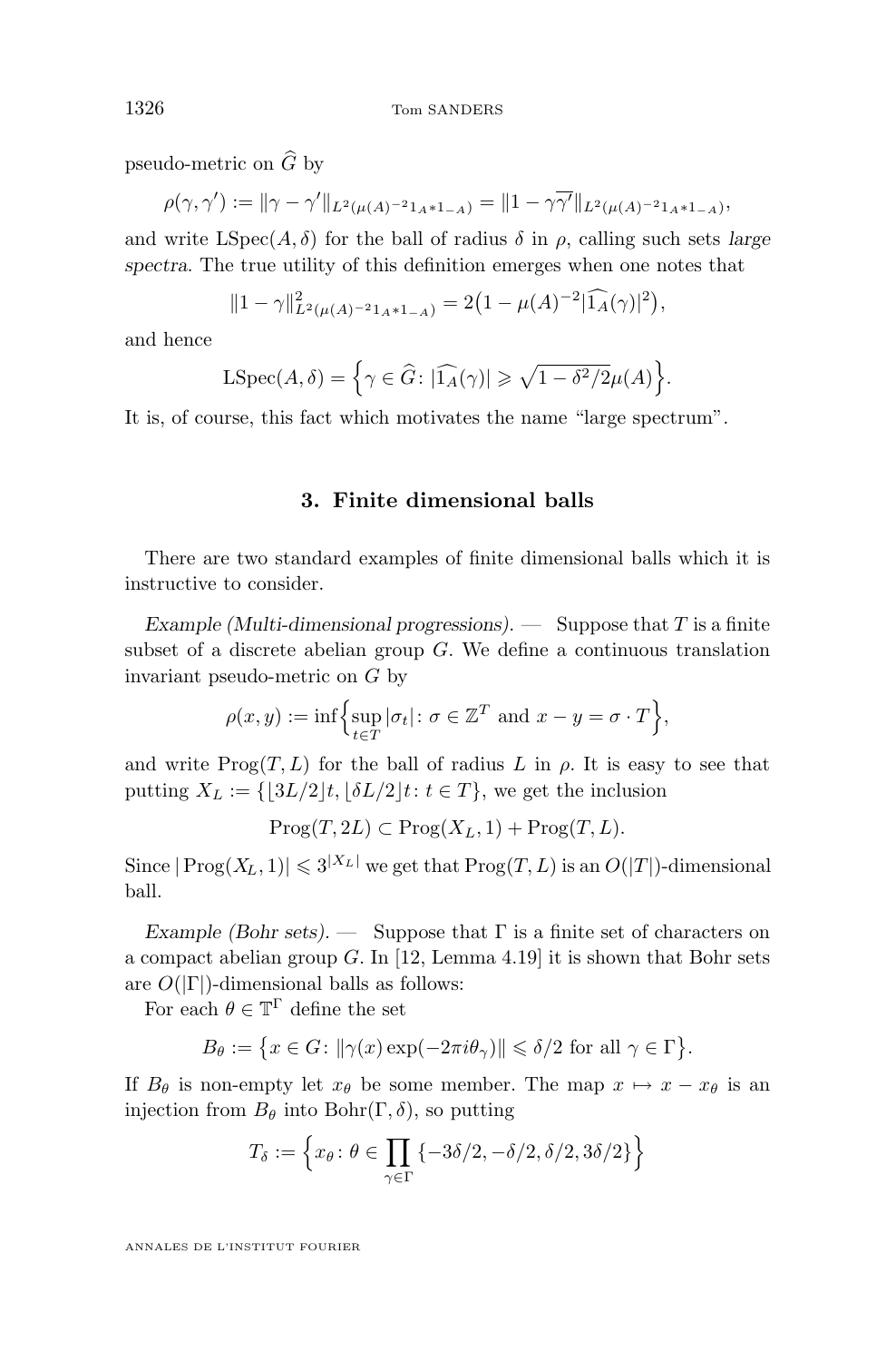pseudo-metric on $\widehat{G}$ by

$$\rho(\gamma, \gamma') := \|\gamma - \gamma'\|_{L^2(\mu(A)^{-2} 1_A * 1_{-A})} = \|1 - \gamma\overline{\gamma'}\|_{L^2(\mu(A)^{-2} 1_A * 1_{-A})},$$

and write $\mathrm{LSpec}(A, \delta)$ for the ball of radius $\delta$ in $\rho$, calling such sets *large spectra*. The true utility of this definition emerges when one notes that

$$\|1 - \gamma\|^2_{L^2(\mu(A)^{-2} 1_A * 1_{-A})} = 2\big(1 - \mu(A)^{-2} |\widehat{1_A}(\gamma)|^2\big),$$

and hence

$$\mathrm{LSpec}(A, \delta) = \Big\{\gamma \in \widehat{G} \colon |\widehat{1_A}(\gamma)| \geqslant \sqrt{1 - \delta^2/2}\mu(A)\Big\}.$$

It is, of course, this fact which motivates the name "large spectrum".

## 3. Finite dimensional balls

There are two standard examples of finite dimensional balls which it is instructive to consider.

*Example (Multi-dimensional progressions).* — Suppose that $T$ is a finite subset of a discrete abelian group $G$. We define a continuous translation invariant pseudo-metric on $G$ by

$$\rho(x, y) := \inf\Big\{\sup_{t \in T} |\sigma_t| \colon \sigma \in \mathbb{Z}^T \text{ and } x - y = \sigma \cdot T\Big\},$$

and write $\mathrm{Prog}(T, L)$ for the ball of radius $L$ in $\rho$. It is easy to see that putting $X_L := \{\lfloor 3L/2 \rfloor t, \lfloor \delta L/2 \rfloor t \colon t \in T\}$, we get the inclusion

$$\mathrm{Prog}(T, 2L) \subset \mathrm{Prog}(X_L, 1) + \mathrm{Prog}(T, L).$$

Since $|\mathrm{Prog}(X_L, 1)| \leqslant 3^{|X_L|}$ we get that $\mathrm{Prog}(T, L)$ is an $O(|T|)$-dimensional ball.

*Example (Bohr sets).* — Suppose that $\Gamma$ is a finite set of characters on a compact abelian group $G$. In [12, Lemma 4.19] it is shown that Bohr sets are $O(|\Gamma|)$-dimensional balls as follows:

For each $\theta \in \mathbb{T}^\Gamma$ define the set

$$B_\theta := \big\{x \in G \colon \|\gamma(x) \exp(-2\pi i \theta_\gamma)\| \leqslant \delta/2 \text{ for all } \gamma \in \Gamma\big\}.$$

If $B_\theta$ is non-empty let $x_\theta$ be some member. The map $x \mapsto x - x_\theta$ is an injection from $B_\theta$ into $\mathrm{Bohr}(\Gamma, \delta)$, so putting

$$T_\delta := \Big\{x_\theta \colon \theta \in \prod_{\gamma \in \Gamma} \{-3\delta/2, -\delta/2, \delta/2, 3\delta/2\}\Big\}$$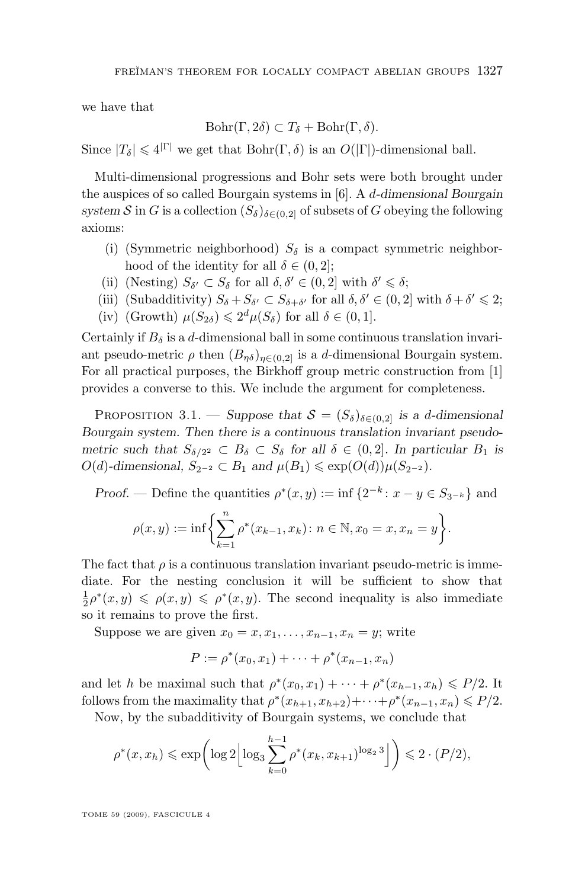we have that

$$\mathrm{Bohr}(\Gamma, 2\delta) \subset T_\delta + \mathrm{Bohr}(\Gamma, \delta).$$

Since $|T_\delta| \leqslant 4^{|\Gamma|}$ we get that $\mathrm{Bohr}(\Gamma, \delta)$ is an $O(|\Gamma|)$-dimensional ball.

Multi-dimensional progressions and Bohr sets were both brought under the auspices of so called Bourgain systems in [6]. A *d-dimensional Bourgain system* $\mathcal{S}$ in $G$ is a collection $(S_\delta)_{\delta \in (0,2]}$ of subsets of $G$ obeying the following axioms:

(i) (Symmetric neighborhood) $S_\delta$ is a compact symmetric neighborhood of the identity for all $\delta \in (0, 2]$;

(ii) (Nesting) $S_{\delta'} \subset S_\delta$ for all $\delta, \delta' \in (0, 2]$ with $\delta' \leqslant \delta$;

(iii) (Subadditivity) $S_\delta + S_{\delta'} \subset S_{\delta+\delta'}$ for all $\delta, \delta' \in (0, 2]$ with $\delta + \delta' \leqslant 2$;

(iv) (Growth) $\mu(S_{2\delta}) \leqslant 2^d \mu(S_\delta)$ for all $\delta \in (0, 1]$.

Certainly if $B_\delta$ is a $d$-dimensional ball in some continuous translation invariant pseudo-metric $\rho$ then $(B_{\eta\delta})_{\eta \in (0,2]}$ is a $d$-dimensional Bourgain system. For all practical purposes, the Birkhoff group metric construction from [1] provides a converse to this. We include the argument for completeness.

Proposition 3.1. — *Suppose that $\mathcal{S} = (S_\delta)_{\delta \in (0,2]}$ is a $d$-dimensional Bourgain system. Then there is a continuous translation invariant pseudo-metric such that $S_{\delta/2^2} \subset B_\delta \subset S_\delta$ for all $\delta \in (0, 2]$. In particular $B_1$ is $O(d)$-dimensional, $S_{2^{-2}} \subset B_1$ and $\mu(B_1) \leqslant \exp(O(d))\mu(S_{2^{-2}})$.*

*Proof.* — Define the quantities $\rho^*(x, y) := \inf \{2^{-k} : x - y \in S_{3^{-k}}\}$ and

$$\rho(x, y) := \inf\left\{ \sum_{k=1}^{n} \rho^*(x_{k-1}, x_k) : n \in \mathbb{N}, x_0 = x, x_n = y \right\}.$$

The fact that $\rho$ is a continuous translation invariant pseudo-metric is immediate. For the nesting conclusion it will be sufficient to show that $\frac{1}{2}\rho^*(x, y) \leqslant \rho(x, y) \leqslant \rho^*(x, y)$. The second inequality is also immediate so it remains to prove the first.

Suppose we are given $x_0 = x, x_1, \ldots, x_{n-1}, x_n = y$; write

$$P := \rho^*(x_0, x_1) + \cdots + \rho^*(x_{n-1}, x_n)$$

and let $h$ be maximal such that $\rho^*(x_0, x_1) + \cdots + \rho^*(x_{h-1}, x_h) \leqslant P/2$. It follows from the maximality that $\rho^*(x_{h+1}, x_{h+2}) + \cdots + \rho^*(x_{n-1}, x_n) \leqslant P/2$.

Now, by the subadditivity of Bourgain systems, we conclude that

$$\rho^*(x, x_h) \leqslant \exp\left( \log 2 \left\lfloor \log_3 \sum_{k=0}^{h-1} \rho^*(x_k, x_{k+1})^{\log_2 3} \right\rfloor \right) \leqslant 2 \cdot (P/2),$$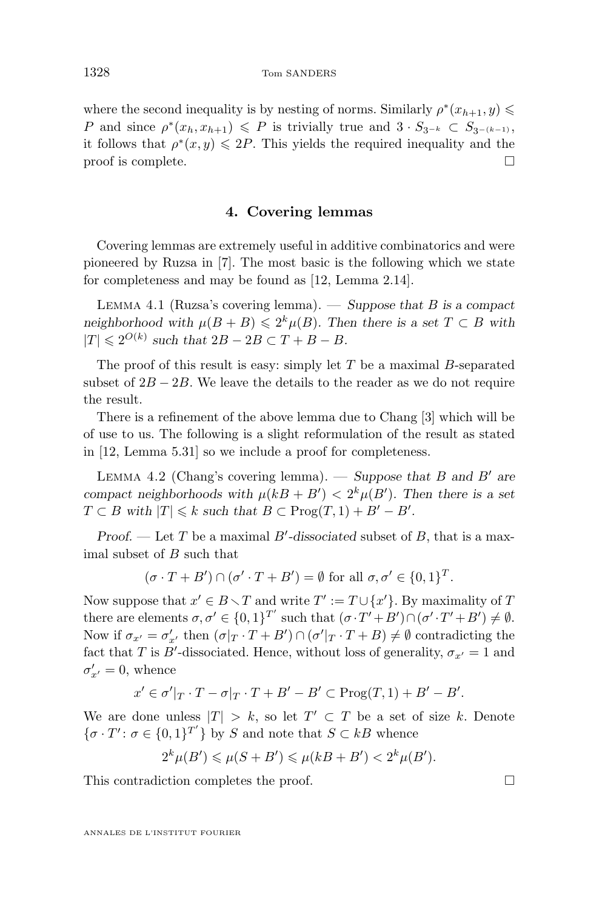where the second inequality is by nesting of norms. Similarly $\rho^*(x_{h+1}, y) \leqslant P$ and since $\rho^*(x_h, x_{h+1}) \leqslant P$ is trivially true and $3 \cdot S_{3^{-k}} \subset S_{3^{-(k-1)}}$, it follows that $\rho^*(x, y) \leqslant 2P$. This yields the required inequality and the proof is complete. □

## 4. Covering lemmas

Covering lemmas are extremely useful in additive combinatorics and were pioneered by Ruzsa in [7]. The most basic is the following which we state for completeness and may be found as [12, Lemma 2.14].

Lemma 4.1 (Ruzsa's covering lemma). — *Suppose that $B$ is a compact neighborhood with $\mu(B+B) \leqslant 2^k \mu(B)$. Then there is a set $T \subset B$ with $|T| \leqslant 2^{O(k)}$ such that $2B - 2B \subset T + B - B$.*

The proof of this result is easy: simply let $T$ be a maximal $B$-separated subset of $2B - 2B$. We leave the details to the reader as we do not require the result.

There is a refinement of the above lemma due to Chang [3] which will be of use to us. The following is a slight reformulation of the result as stated in [12, Lemma 5.31] so we include a proof for completeness.

Lemma 4.2 (Chang's covering lemma). — *Suppose that $B$ and $B'$ are compact neighborhoods with $\mu(kB + B') < 2^k \mu(B')$. Then there is a set $T \subset B$ with $|T| \leqslant k$ such that $B \subset \mathrm{Prog}(T, 1) + B' - B'$.*

*Proof.* — Let $T$ be a maximal $B'$-*dissociated* subset of $B$, that is a maximal subset of $B$ such that

$$(\sigma \cdot T + B') \cap (\sigma' \cdot T + B') = \emptyset \text{ for all } \sigma, \sigma' \in \{0,1\}^T.$$

Now suppose that $x' \in B \setminus T$ and write $T' := T \cup \{x'\}$. By maximality of $T$ there are elements $\sigma, \sigma' \in \{0,1\}^{T'}$ such that $(\sigma \cdot T' + B') \cap (\sigma' \cdot T' + B') \neq \emptyset$. Now if $\sigma_{x'} = \sigma'_{x'}$ then $(\sigma|_T \cdot T + B') \cap (\sigma'|_T \cdot T + B) \neq \emptyset$ contradicting the fact that $T$ is $B'$-dissociated. Hence, without loss of generality, $\sigma_{x'} = 1$ and $\sigma'_{x'} = 0$, whence

$$x' \in \sigma'|_T \cdot T - \sigma|_T \cdot T + B' - B' \subset \mathrm{Prog}(T, 1) + B' - B'.$$

We are done unless $|T| > k$, so let $T' \subset T$ be a set of size $k$. Denote $\{\sigma \cdot T' \colon \sigma \in \{0,1\}^{T'}\}$ by $S$ and note that $S \subset kB$ whence

$$2^k \mu(B') \leqslant \mu(S + B') \leqslant \mu(kB + B') < 2^k \mu(B').$$

This contradiction completes the proof. □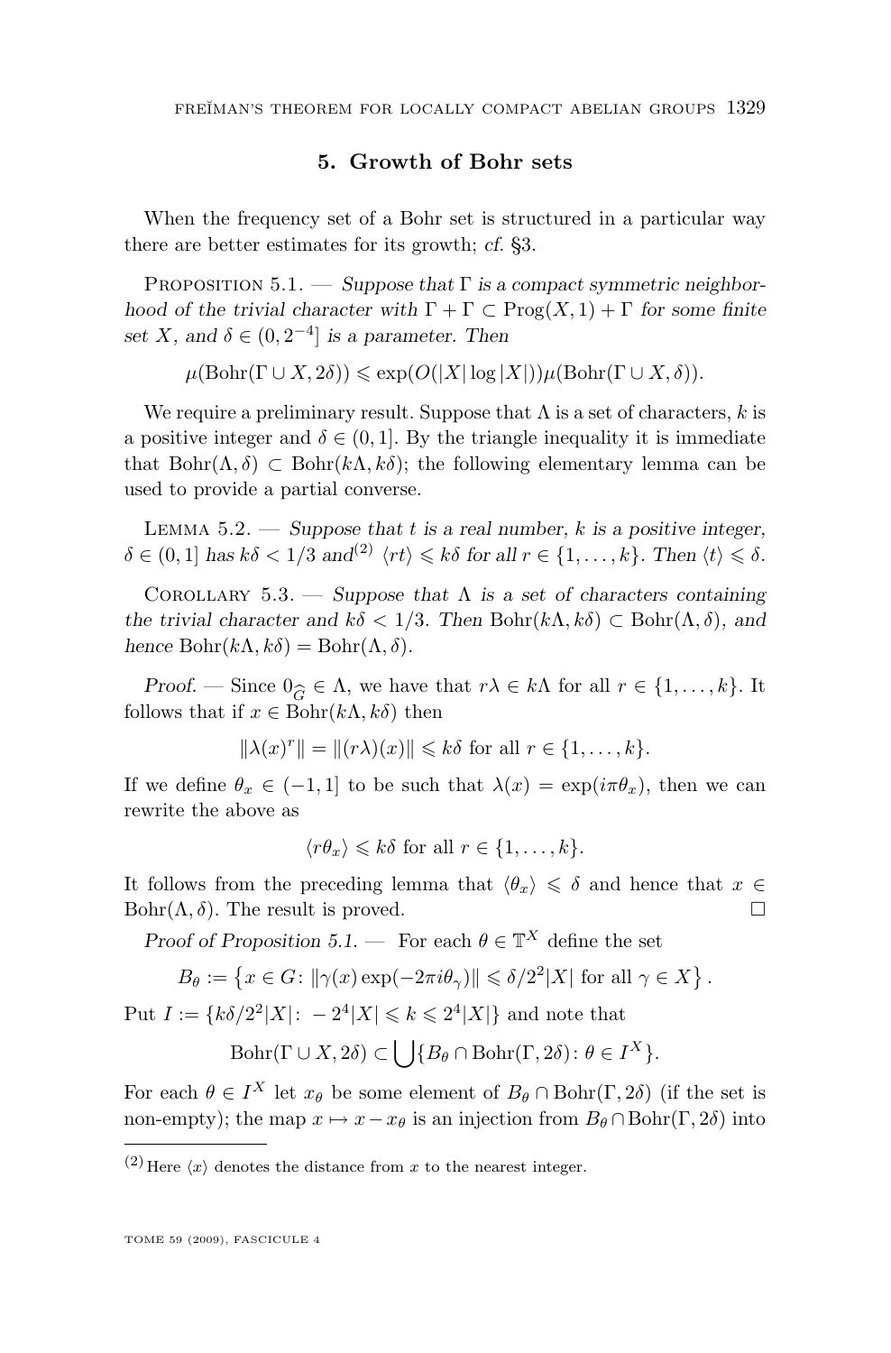## 5. Growth of Bohr sets

When the frequency set of a Bohr set is structured in a particular way there are better estimates for its growth; *cf.* §3.

Proposition 5.1. — *Suppose that $\Gamma$ is a compact symmetric neighborhood of the trivial character with $\Gamma + \Gamma \subset \mathrm{Prog}(X, 1) + \Gamma$ for some finite set $X$, and $\delta \in (0, 2^{-4}]$ is a parameter. Then*

$$\mu(\mathrm{Bohr}(\Gamma \cup X, 2\delta)) \leqslant \exp(O(|X| \log |X|))\mu(\mathrm{Bohr}(\Gamma \cup X, \delta)).$$

We require a preliminary result. Suppose that $\Lambda$ is a set of characters, $k$ is a positive integer and $\delta \in (0, 1]$. By the triangle inequality it is immediate that $\mathrm{Bohr}(\Lambda, \delta) \subset \mathrm{Bohr}(k\Lambda, k\delta)$; the following elementary lemma can be used to provide a partial converse.

Lemma 5.2. — *Suppose that $t$ is a real number, $k$ is a positive integer, $\delta \in (0, 1]$ has $k\delta < 1/3$ and*[2] *$\langle rt \rangle \leqslant k\delta$ for all $r \in \{1, \ldots, k\}$. Then $\langle t \rangle \leqslant \delta$.*

Corollary 5.3. — *Suppose that $\Lambda$ is a set of characters containing the trivial character and $k\delta < 1/3$. Then $\mathrm{Bohr}(k\Lambda, k\delta) \subset \mathrm{Bohr}(\Lambda, \delta)$, and hence $\mathrm{Bohr}(k\Lambda, k\delta) = \mathrm{Bohr}(\Lambda, \delta)$.*

*Proof.* — Since $0_{\widehat{G}} \in \Lambda$, we have that $r\lambda \in k\Lambda$ for all $r \in \{1, \ldots, k\}$. It follows that if $x \in \mathrm{Bohr}(k\Lambda, k\delta)$ then

$$\|\lambda(x)^r\| = \|(r\lambda)(x)\| \leqslant k\delta \text{ for all } r \in \{1, \ldots, k\}.$$

If we define $\theta_x \in (-1, 1]$ to be such that $\lambda(x) = \exp(i\pi\theta_x)$, then we can rewrite the above as

$$\langle r\theta_x \rangle \leqslant k\delta \text{ for all } r \in \{1, \ldots, k\}.$$

It follows from the preceding lemma that $\langle \theta_x \rangle \leqslant \delta$ and hence that $x \in \mathrm{Bohr}(\Lambda, \delta)$. The result is proved. □

*Proof of Proposition 5.1.* — For each $\theta \in \mathbb{T}^X$ define the set

$$B_\theta := \left\{x \in G \colon \|\gamma(x)\exp(-2\pi i\theta_\gamma)\| \leqslant \delta/2^2|X| \text{ for all } \gamma \in X\right\}.$$

Put $I := \{k\delta/2^2|X| \colon -2^4|X| \leqslant k \leqslant 2^4|X|\}$ and note that

$$\mathrm{Bohr}(\Gamma \cup X, 2\delta) \subset \bigcup\{B_\theta \cap \mathrm{Bohr}(\Gamma, 2\delta) \colon \theta \in I^X\}.$$

For each $\theta \in I^X$ let $x_\theta$ be some element of $B_\theta \cap \mathrm{Bohr}(\Gamma, 2\delta)$ (if the set is non-empty); the map $x \mapsto x - x_\theta$ is an injection from $B_\theta \cap \mathrm{Bohr}(\Gamma, 2\delta)$ into

[2] Here $\langle x \rangle$ denotes the distance from $x$ to the nearest integer.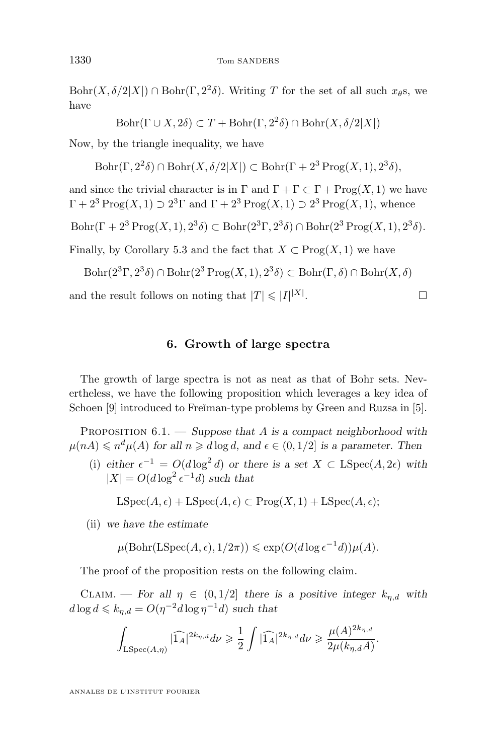$\mathrm{Bohr}(X, \delta/2|X|) \cap \mathrm{Bohr}(\Gamma, 2^2\delta)$. Writing $T$ for the set of all such $x_\theta$s, we have

$$\mathrm{Bohr}(\Gamma \cup X, 2\delta) \subset T + \mathrm{Bohr}(\Gamma, 2^2\delta) \cap \mathrm{Bohr}(X, \delta/2|X|)$$

Now, by the triangle inequality, we have

$$\mathrm{Bohr}(\Gamma, 2^2\delta) \cap \mathrm{Bohr}(X, \delta/2|X|) \subset \mathrm{Bohr}(\Gamma + 2^3 \,\mathrm{Prog}(X,1), 2^3\delta),$$

and since the trivial character is in $\Gamma$ and $\Gamma + \Gamma \subset \Gamma + \mathrm{Prog}(X,1)$ we have $\Gamma + 2^3\,\mathrm{Prog}(X,1) \supset 2^3\Gamma$ and $\Gamma + 2^3\,\mathrm{Prog}(X,1) \supset 2^3\,\mathrm{Prog}(X,1)$, whence

$$\mathrm{Bohr}(\Gamma + 2^3\,\mathrm{Prog}(X,1), 2^3\delta) \subset \mathrm{Bohr}(2^3\Gamma, 2^3\delta) \cap \mathrm{Bohr}(2^3\,\mathrm{Prog}(X,1), 2^3\delta).$$

Finally, by Corollary 5.3 and the fact that $X \subset \mathrm{Prog}(X,1)$ we have

$$\mathrm{Bohr}(2^3\Gamma, 2^3\delta) \cap \mathrm{Bohr}(2^3\,\mathrm{Prog}(X,1), 2^3\delta) \subset \mathrm{Bohr}(\Gamma, \delta) \cap \mathrm{Bohr}(X, \delta)$$

and the result follows on noting that $|T| \leqslant |I|^{|X|}$. □

## 6. Growth of large spectra

The growth of large spectra is not as neat as that of Bohr sets. Nevertheless, we have the following proposition which leverages a key idea of Schoen [9] introduced to Freĭman-type problems by Green and Ruzsa in [5].

Proposition 6.1. — *Suppose that $A$ is a compact neighborhood with $\mu(nA) \leqslant n^d\mu(A)$ for all $n \geqslant d\log d$, and $\epsilon \in (0, 1/2]$ is a parameter. Then*

(i) *either $\epsilon^{-1} = O(d\log^2 d)$ or there is a set $X \subset \mathrm{LSpec}(A, 2\epsilon)$ with $|X| = O(d\log^2 \epsilon^{-1} d)$ such that*

$$\mathrm{LSpec}(A, \epsilon) + \mathrm{LSpec}(A, \epsilon) \subset \mathrm{Prog}(X, 1) + \mathrm{LSpec}(A, \epsilon);$$

(ii) *we have the estimate*

$$\mu(\mathrm{Bohr}(\mathrm{LSpec}(A, \epsilon), 1/2\pi)) \leqslant \exp(O(d\log\epsilon^{-1}d))\mu(A).$$

The proof of the proposition rests on the following claim.

Claim. — *For all $\eta \in (0, 1/2]$ there is a positive integer $k_{\eta,d}$ with $d\log d \leqslant k_{\eta,d} = O(\eta^{-2}d\log\eta^{-1}d)$ such that*

$$\int_{\mathrm{LSpec}(A,\eta)} |\widehat{1_A}|^{2k_{\eta,d}} d\nu \geqslant \frac{1}{2}\int |\widehat{1_A}|^{2k_{\eta,d}} d\nu \geqslant \frac{\mu(A)^{2k_{\eta,d}}}{2\mu(k_{\eta,d}A)}.$$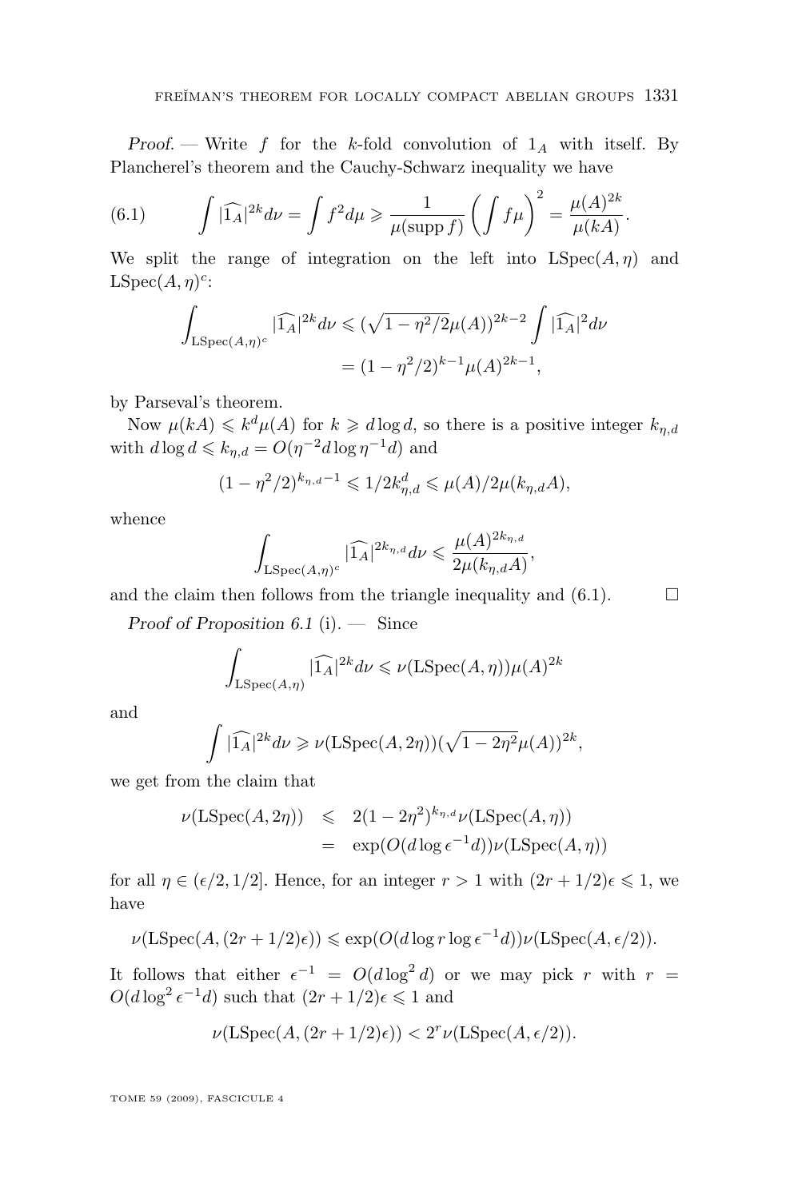*Proof.* — Write $f$ for the $k$-fold convolution of $1_A$ with itself. By Plancherel's theorem and the Cauchy-Schwarz inequality we have

$$\int |\widehat{1_A}|^{2k} d\nu = \int f^2 d\mu \geqslant \frac{1}{\mu(\operatorname{supp} f)} \left( \int f \mu \right)^2 = \frac{\mu(A)^{2k}}{\mu(kA)}. \tag{6.1}$$

We split the range of integration on the left into $\operatorname{LSpec}(A, \eta)$ and $\operatorname{LSpec}(A, \eta)^c$:

$$\begin{aligned} \int_{\operatorname{LSpec}(A,\eta)^c} |\widehat{1_A}|^{2k} d\nu &\leqslant (\sqrt{1 - \eta^2/2}\mu(A))^{2k-2} \int |\widehat{1_A}|^2 d\nu \\ &= (1 - \eta^2/2)^{k-1} \mu(A)^{2k-1}, \end{aligned}$$

by Parseval's theorem.

Now $\mu(kA) \leqslant k^d \mu(A)$ for $k \geqslant d \log d$, so there is a positive integer $k_{\eta,d}$ with $d \log d \leqslant k_{\eta,d} = O(\eta^{-2} d \log \eta^{-1} d)$ and

$$(1 - \eta^2/2)^{k_{\eta,d}-1} \leqslant 1/2k_{\eta,d}^d \leqslant \mu(A)/2\mu(k_{\eta,d}A),$$

whence

$$\int_{\operatorname{LSpec}(A,\eta)^c} |\widehat{1_A}|^{2k_{\eta,d}} d\nu \leqslant \frac{\mu(A)^{2k_{\eta,d}}}{2\mu(k_{\eta,d}A)},$$

and the claim then follows from the triangle inequality and (6.1). $\square$

*Proof of Proposition 6.1* (i). — Since

$$\int_{\operatorname{LSpec}(A,\eta)} |\widehat{1_A}|^{2k} d\nu \leqslant \nu(\operatorname{LSpec}(A, \eta)) \mu(A)^{2k}$$

and

$$\int |\widehat{1_A}|^{2k} d\nu \geqslant \nu(\operatorname{LSpec}(A, 2\eta))(\sqrt{1 - 2\eta^2}\mu(A))^{2k},$$

we get from the claim that

$$\begin{aligned} \nu(\operatorname{LSpec}(A, 2\eta)) &\leqslant 2(1 - 2\eta^2)^{k_{\eta,d}} \nu(\operatorname{LSpec}(A, \eta)) \\ &= \exp(O(d \log \epsilon^{-1} d)) \nu(\operatorname{LSpec}(A, \eta)) \end{aligned}$$

for all $\eta \in (\epsilon/2, 1/2]$. Hence, for an integer $r > 1$ with $(2r + 1/2)\epsilon \leqslant 1$, we have

$$\nu(\operatorname{LSpec}(A, (2r + 1/2)\epsilon)) \leqslant \exp(O(d \log r \log \epsilon^{-1} d)) \nu(\operatorname{LSpec}(A, \epsilon/2)).$$

It follows that either $\epsilon^{-1} = O(d \log^2 d)$ or we may pick $r$ with $r = O(d \log^2 \epsilon^{-1} d)$ such that $(2r + 1/2)\epsilon \leqslant 1$ and

$$\nu(\operatorname{LSpec}(A, (2r + 1/2)\epsilon)) < 2^r \nu(\operatorname{LSpec}(A, \epsilon/2)).$$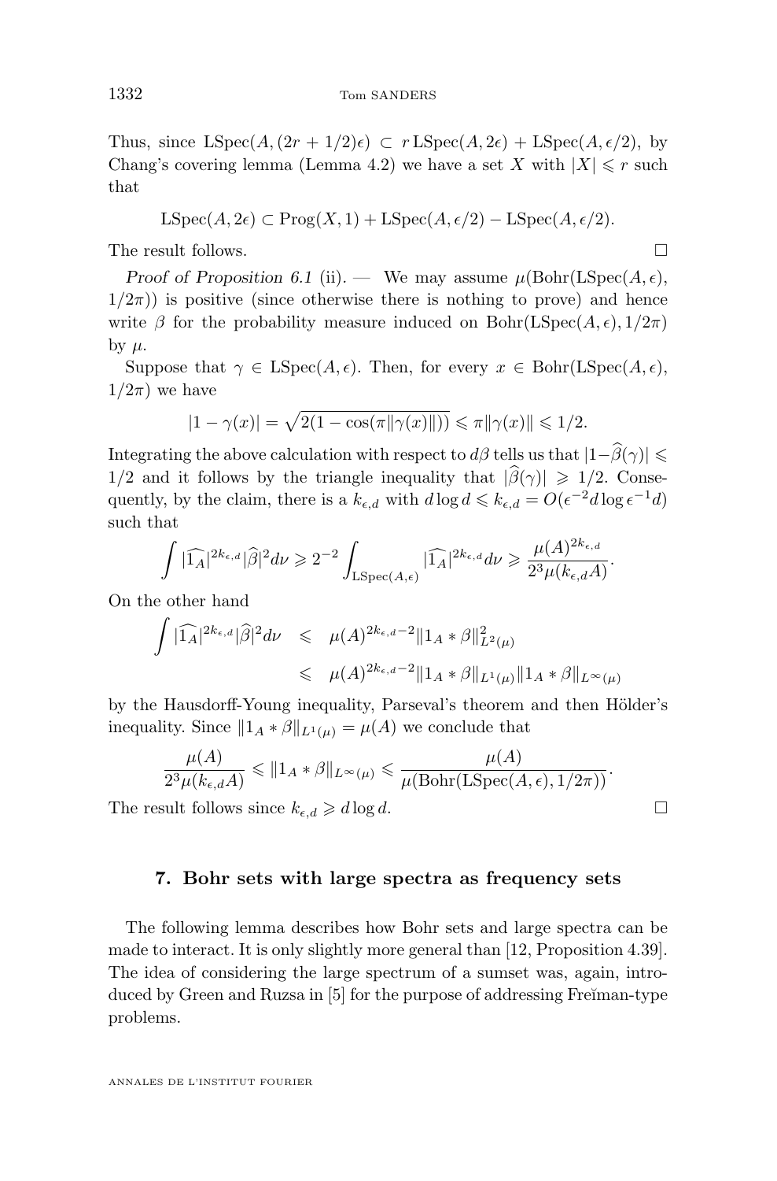Thus, since $\mathrm{LSpec}(A,(2r+1/2)\epsilon) \subset r\,\mathrm{LSpec}(A,2\epsilon) + \mathrm{LSpec}(A,\epsilon/2)$, by Chang's covering lemma (Lemma 4.2) we have a set $X$ with $|X| \leqslant r$ such that

$$\mathrm{LSpec}(A,2\epsilon) \subset \mathrm{Prog}(X,1) + \mathrm{LSpec}(A,\epsilon/2) - \mathrm{LSpec}(A,\epsilon/2).$$

The result follows. □

*Proof of Proposition 6.1* (ii). — We may assume $\mu(\mathrm{Bohr}(\mathrm{LSpec}(A,\epsilon), 1/2\pi))$ is positive (since otherwise there is nothing to prove) and hence write $\beta$ for the probability measure induced on $\mathrm{Bohr}(\mathrm{LSpec}(A,\epsilon),1/2\pi)$ by $\mu$.

Suppose that $\gamma \in \mathrm{LSpec}(A,\epsilon)$. Then, for every $x \in \mathrm{Bohr}(\mathrm{LSpec}(A,\epsilon), 1/2\pi)$ we have

$$|1-\gamma(x)| = \sqrt{2(1-\cos(\pi\|\gamma(x)\|))} \leqslant \pi\|\gamma(x)\| \leqslant 1/2.$$

Integrating the above calculation with respect to $d\beta$ tells us that $|1-\widehat{\beta}(\gamma)| \leqslant 1/2$ and it follows by the triangle inequality that $|\widehat{\beta}(\gamma)| \geqslant 1/2$. Consequently, by the claim, there is a $k_{\epsilon,d}$ with $d\log d \leqslant k_{\epsilon,d} = O(\epsilon^{-2} d \log \epsilon^{-1} d)$ such that

$$\int |\widehat{1_A}|^{2k_{\epsilon,d}}|\widehat{\beta}|^2 d\nu \geqslant 2^{-2}\int_{\mathrm{LSpec}(A,\epsilon)} |\widehat{1_A}|^{2k_{\epsilon,d}} d\nu \geqslant \frac{\mu(A)^{2k_{\epsilon,d}}}{2^3\mu(k_{\epsilon,d}A)}.$$

On the other hand

$$\begin{aligned}\int |\widehat{1_A}|^{2k_{\epsilon,d}}|\widehat{\beta}|^2 d\nu &\leqslant \mu(A)^{2k_{\epsilon,d}-2}\|1_A * \beta\|_{L^2(\mu)}^2 \\ &\leqslant \mu(A)^{2k_{\epsilon,d}-2}\|1_A * \beta\|_{L^1(\mu)}\|1_A * \beta\|_{L^\infty(\mu)}\end{aligned}$$

by the Hausdorff-Young inequality, Parseval's theorem and then Hölder's inequality. Since $\|1_A * \beta\|_{L^1(\mu)} = \mu(A)$ we conclude that

$$\frac{\mu(A)}{2^3\mu(k_{\epsilon,d}A)} \leqslant \|1_A * \beta\|_{L^\infty(\mu)} \leqslant \frac{\mu(A)}{\mu(\mathrm{Bohr}(\mathrm{LSpec}(A,\epsilon),1/2\pi))}.$$

The result follows since $k_{\epsilon,d} \geqslant d\log d$. □

## 7. Bohr sets with large spectra as frequency sets

The following lemma describes how Bohr sets and large spectra can be made to interact. It is only slightly more general than [12, Proposition 4.39]. The idea of considering the large spectrum of a sumset was, again, introduced by Green and Ruzsa in [5] for the purpose of addressing Freĭman-type problems.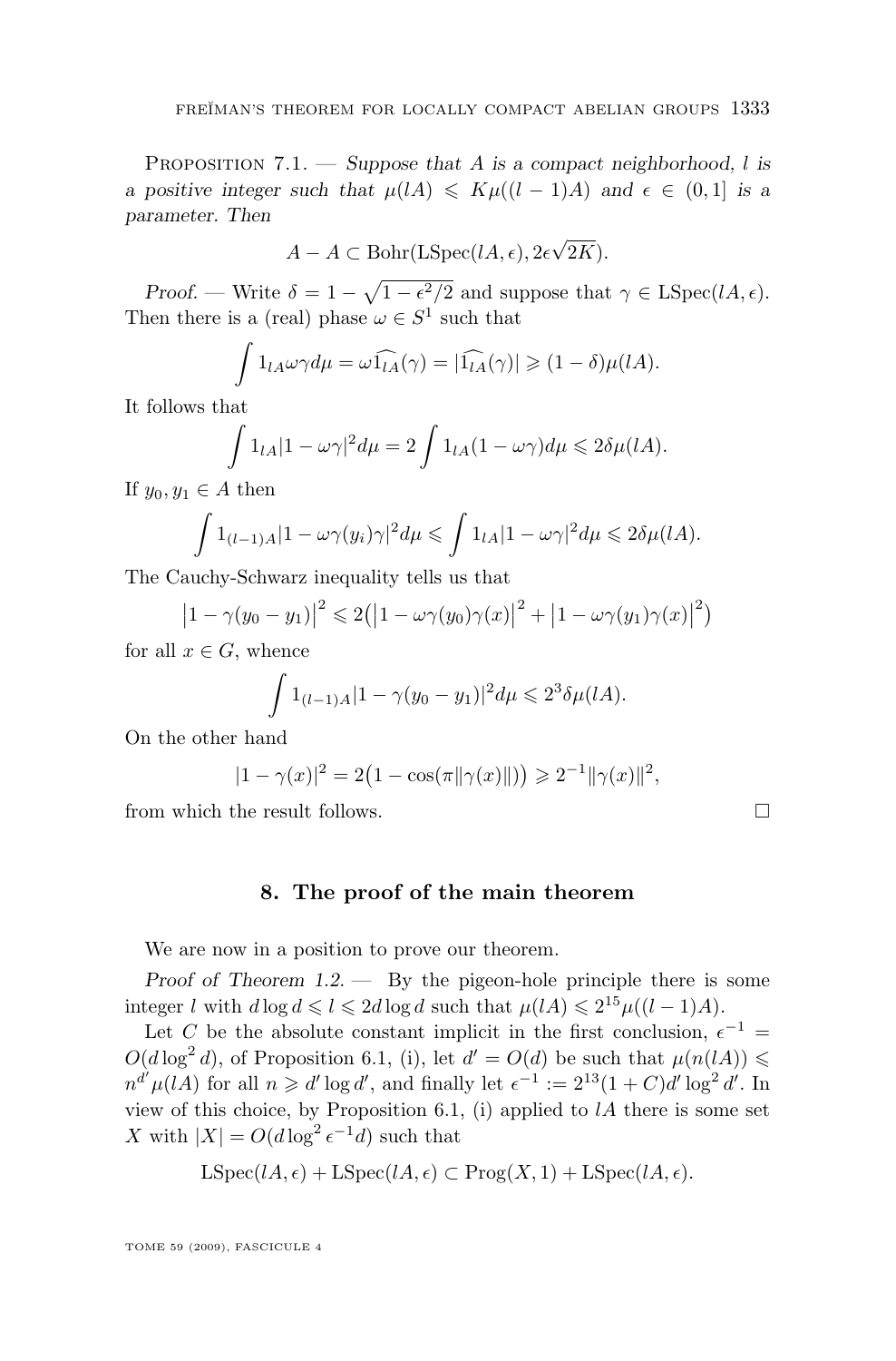Proposition 7.1. — *Suppose that $A$ is a compact neighborhood, $l$ is a positive integer such that $\mu(lA) \leqslant K\mu((l-1)A)$ and $\epsilon \in (0,1]$ is a parameter. Then*

$$A - A \subset \mathrm{Bohr}(\mathrm{LSpec}(lA,\epsilon), 2\epsilon\sqrt{2K}).$$

*Proof.* — Write $\delta = 1 - \sqrt{1-\epsilon^2/2}$ and suppose that $\gamma \in \mathrm{LSpec}(lA,\epsilon)$. Then there is a (real) phase $\omega \in S^1$ such that

$$\int 1_{lA}\omega\gamma d\mu = \omega\widehat{1_{lA}}(\gamma) = |\widehat{1_{lA}}(\gamma)| \geqslant (1-\delta)\mu(lA).$$

It follows that

$$\int 1_{lA}|1-\omega\gamma|^2 d\mu = 2\int 1_{lA}(1-\omega\gamma)d\mu \leqslant 2\delta\mu(lA).$$

If $y_0, y_1 \in A$ then

$$\int 1_{(l-1)A}|1-\omega\gamma(y_i)\gamma|^2 d\mu \leqslant \int 1_{lA}|1-\omega\gamma|^2 d\mu \leqslant 2\delta\mu(lA).$$

The Cauchy-Schwarz inequality tells us that

$$\left|1-\gamma(y_0-y_1)\right|^2 \leqslant 2\left(\left|1-\omega\gamma(y_0)\gamma(x)\right|^2 + \left|1-\omega\gamma(y_1)\gamma(x)\right|^2\right)$$

for all $x \in G$, whence

$$\int 1_{(l-1)A}|1-\gamma(y_0-y_1)|^2 d\mu \leqslant 2^3\delta\mu(lA).$$

On the other hand

$$|1-\gamma(x)|^2 = 2\left(1-\cos(\pi\|\gamma(x)\|)\right) \geqslant 2^{-1}\|\gamma(x)\|^2,$$

from which the result follows. □

## 8. The proof of the main theorem

We are now in a position to prove our theorem.

*Proof of Theorem 1.2.* — By the pigeon-hole principle there is some integer $l$ with $d\log d \leqslant l \leqslant 2d\log d$ such that $\mu(lA) \leqslant 2^{15}\mu((l-1)A)$.

Let $C$ be the absolute constant implicit in the first conclusion, $\epsilon^{-1} = O(d\log^2 d)$, of Proposition 6.1, (i), let $d' = O(d)$ be such that $\mu(n(lA)) \leqslant n^{d'}\mu(lA)$ for all $n \geqslant d'\log d'$, and finally let $\epsilon^{-1} := 2^{13}(1+C)d'\log^2 d'$. In view of this choice, by Proposition 6.1, (i) applied to $lA$ there is some set $X$ with $|X| = O(d\log^2\epsilon^{-1}d)$ such that

$$\mathrm{LSpec}(lA,\epsilon) + \mathrm{LSpec}(lA,\epsilon) \subset \mathrm{Prog}(X,1) + \mathrm{LSpec}(lA,\epsilon).$$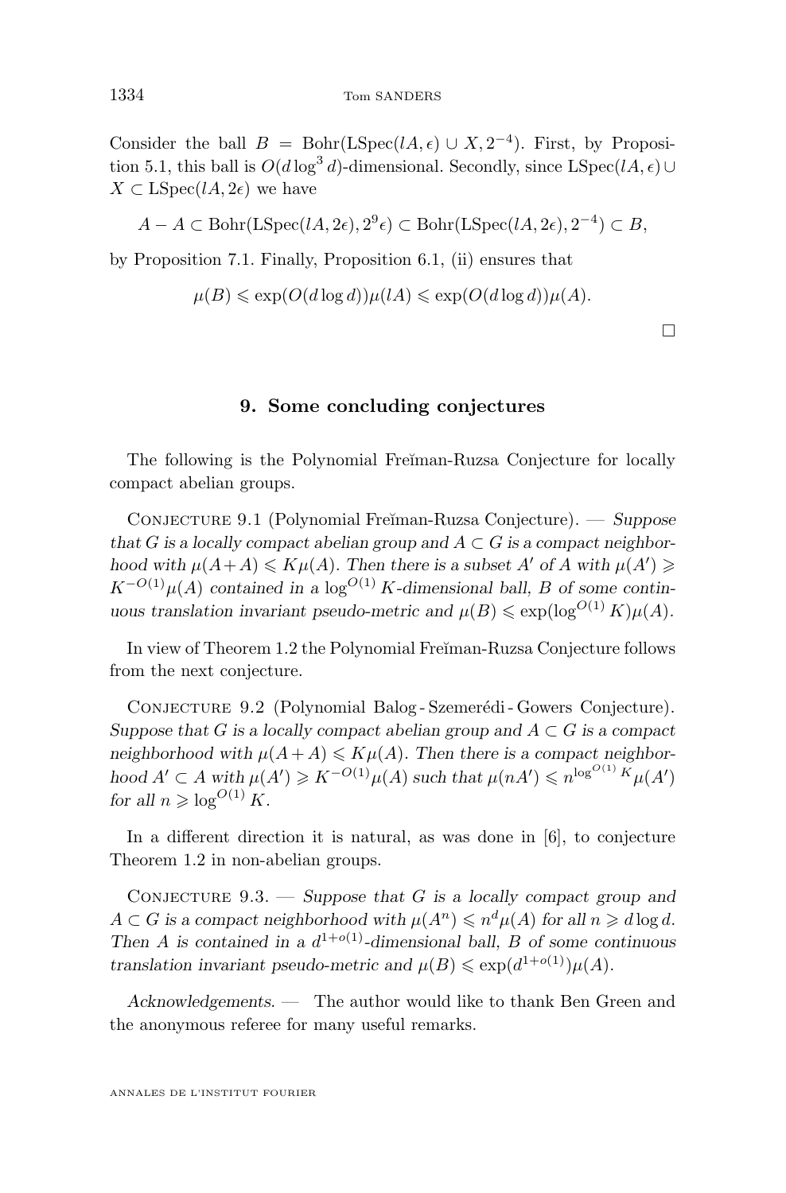Consider the ball $B = \text{Bohr}(\text{LSpec}(lA, \epsilon) \cup X, 2^{-4})$. First, by Proposition 5.1, this ball is $O(d \log^3 d)$-dimensional. Secondly, since $\text{LSpec}(lA, \epsilon) \cup X \subset \text{LSpec}(lA, 2\epsilon)$ we have

$$A - A \subset \text{Bohr}(\text{LSpec}(lA, 2\epsilon), 2^9\epsilon) \subset \text{Bohr}(\text{LSpec}(lA, 2\epsilon), 2^{-4}) \subset B,$$

by Proposition 7.1. Finally, Proposition 6.1, (ii) ensures that

$$\mu(B) \leqslant \exp(O(d \log d))\mu(lA) \leqslant \exp(O(d \log d))\mu(A).$$

□

## 9. Some concluding conjectures

The following is the Polynomial Freĭman-Ruzsa Conjecture for locally compact abelian groups.

Conjecture 9.1 (Polynomial Freĭman-Ruzsa Conjecture). — *Suppose that $G$ is a locally compact abelian group and $A \subset G$ is a compact neighborhood with $\mu(A+A) \leqslant K\mu(A)$. Then there is a subset $A'$ of $A$ with $\mu(A') \geqslant K^{-O(1)}\mu(A)$ contained in a $\log^{O(1)} K$-dimensional ball, $B$ of some continuous translation invariant pseudo-metric and $\mu(B) \leqslant \exp(\log^{O(1)} K)\mu(A)$.*

In view of Theorem 1.2 the Polynomial Freĭman-Ruzsa Conjecture follows from the next conjecture.

Conjecture 9.2 (Polynomial Balog - Szemerédi - Gowers Conjecture). *Suppose that $G$ is a locally compact abelian group and $A \subset G$ is a compact neighborhood with $\mu(A+A) \leqslant K\mu(A)$. Then there is a compact neighborhood $A' \subset A$ with $\mu(A') \geqslant K^{-O(1)}\mu(A)$ such that $\mu(nA') \leqslant n^{\log^{O(1)} K}\mu(A')$ for all $n \geqslant \log^{O(1)} K$.*

In a different direction it is natural, as was done in [6], to conjecture Theorem 1.2 in non-abelian groups.

Conjecture 9.3. — *Suppose that $G$ is a locally compact group and $A \subset G$ is a compact neighborhood with $\mu(A^n) \leqslant n^d\mu(A)$ for all $n \geqslant d \log d$. Then $A$ is contained in a $d^{1+o(1)}$-dimensional ball, $B$ of some continuous translation invariant pseudo-metric and $\mu(B) \leqslant \exp(d^{1+o(1)})\mu(A)$.*

*Acknowledgements*. — The author would like to thank Ben Green and the anonymous referee for many useful remarks.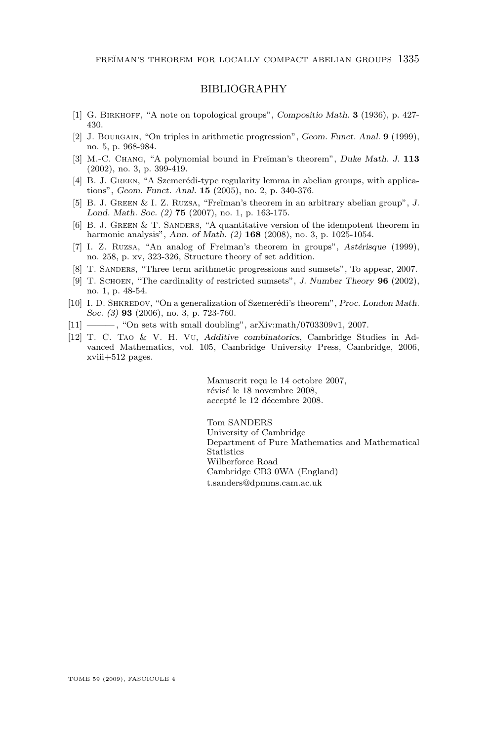## BIBLIOGRAPHY

[1] G. Birkhoff, "A note on topological groups", *Compositio Math.* **3** (1936), p. 427-430.

[2] J. Bourgain, "On triples in arithmetic progression", *Geom. Funct. Anal.* **9** (1999), no. 5, p. 968-984.

[3] M.-C. Chang, "A polynomial bound in Freĭman's theorem", *Duke Math. J.* **113** (2002), no. 3, p. 399-419.

[4] B. J. Green, "A Szemerédi-type regularity lemma in abelian groups, with applications", *Geom. Funct. Anal.* **15** (2005), no. 2, p. 340-376.

[5] B. J. Green & I. Z. Ruzsa, "Freĭman's theorem in an arbitrary abelian group", *J. Lond. Math. Soc. (2)* **75** (2007), no. 1, p. 163-175.

[6] B. J. Green & T. Sanders, "A quantitative version of the idempotent theorem in harmonic analysis", *Ann. of Math. (2)* **168** (2008), no. 3, p. 1025-1054.

[7] I. Z. Ruzsa, "An analog of Freiman's theorem in groups", *Astérisque* (1999), no. 258, p. xv, 323-326, Structure theory of set addition.

[8] T. Sanders, "Three term arithmetic progressions and sumsets", To appear, 2007.

[9] T. Schoen, "The cardinality of restricted sumsets", *J. Number Theory* **96** (2002), no. 1, p. 48-54.

[10] I. D. Shkredov, "On a generalization of Szemerédi's theorem", *Proc. London Math. Soc. (3)* **93** (2006), no. 3, p. 723-760.

[11] ———, "On sets with small doubling", arXiv:math/0703309v1, 2007.

[12] T. C. Tao & V. H. Vu, *Additive combinatorics*, Cambridge Studies in Advanced Mathematics, vol. 105, Cambridge University Press, Cambridge, 2006, xviii+512 pages.

Manuscrit reçu le 14 octobre 2007,
révisé le 18 novembre 2008,
accepté le 12 décembre 2008.

Tom SANDERS
University of Cambridge
Department of Pure Mathematics and Mathematical Statistics
Wilberforce Road
Cambridge CB3 0WA (England)
t.sanders@dpmms.cam.ac.uk